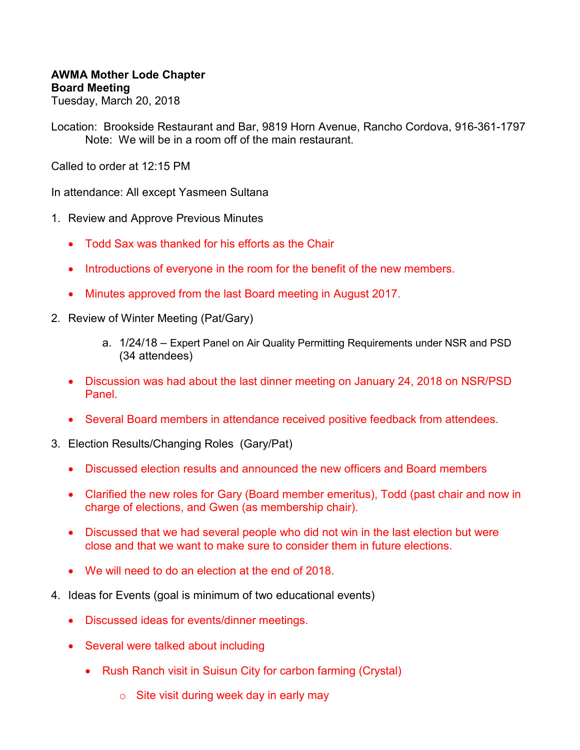**AWMA Mother Lode Chapter**
**Board Meeting**
Tuesday, March 20, 2018

Location: Brookside Restaurant and Bar, 9819 Horn Avenue, Rancho Cordova, 916-361-1797
Note: We will be in a room off of the main restaurant.

Called to order at 12:15 PM

In attendance: All except Yasmeen Sultana

1. Review and Approve Previous Minutes
   - Todd Sax was thanked for his efforts as the Chair
   - Introductions of everyone in the room for the benefit of the new members.
   - Minutes approved from the last Board meeting in August 2017.

2. Review of Winter Meeting (Pat/Gary)
   a. 1/24/18 – Expert Panel on Air Quality Permitting Requirements under NSR and PSD (34 attendees)
   - Discussion was had about the last dinner meeting on January 24, 2018 on NSR/PSD Panel.
   - Several Board members in attendance received positive feedback from attendees.

3. Election Results/Changing Roles (Gary/Pat)
   - Discussed election results and announced the new officers and Board members
   - Clarified the new roles for Gary (Board member emeritus), Todd (past chair and now in charge of elections, and Gwen (as membership chair).
   - Discussed that we had several people who did not win in the last election but were close and that we want to make sure to consider them in future elections.
   - We will need to do an election at the end of 2018.

4. Ideas for Events (goal is minimum of two educational events)
   - Discussed ideas for events/dinner meetings.
   - Several were talked about including
     - Rush Ranch visit in Suisun City for carbon farming (Crystal)
       - Site visit during week day in early may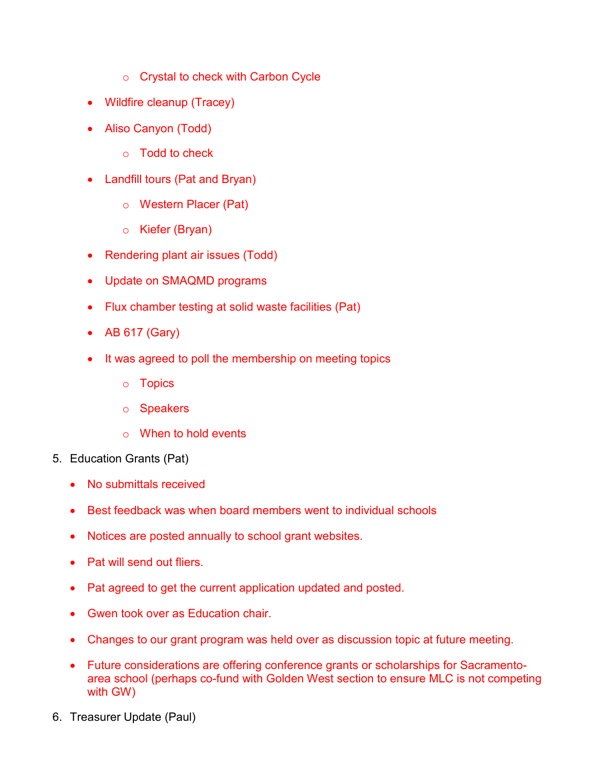- Crystal to check with Carbon Cycle
    - Wildfire cleanup (Tracey)
    - Aliso Canyon (Todd)
        - Todd to check
    - Landfill tours (Pat and Bryan)
        - Western Placer (Pat)
        - Kiefer (Bryan)
    - Rendering plant air issues (Todd)
    - Update on SMAQMD programs
    - Flux chamber testing at solid waste facilities (Pat)
    - AB 617 (Gary)
    - It was agreed to poll the membership on meeting topics
        - Topics
        - Speakers
        - When to hold events

5. Education Grants (Pat)
    - No submittals received
    - Best feedback was when board members went to individual schools
    - Notices are posted annually to school grant websites.
    - Pat will send out fliers.
    - Pat agreed to get the current application updated and posted.
    - Gwen took over as Education chair.
    - Changes to our grant program was held over as discussion topic at future meeting.
    - Future considerations are offering conference grants or scholarships for Sacramento-area school (perhaps co-fund with Golden West section to ensure MLC is not competing with GW)

6. Treasurer Update (Paul)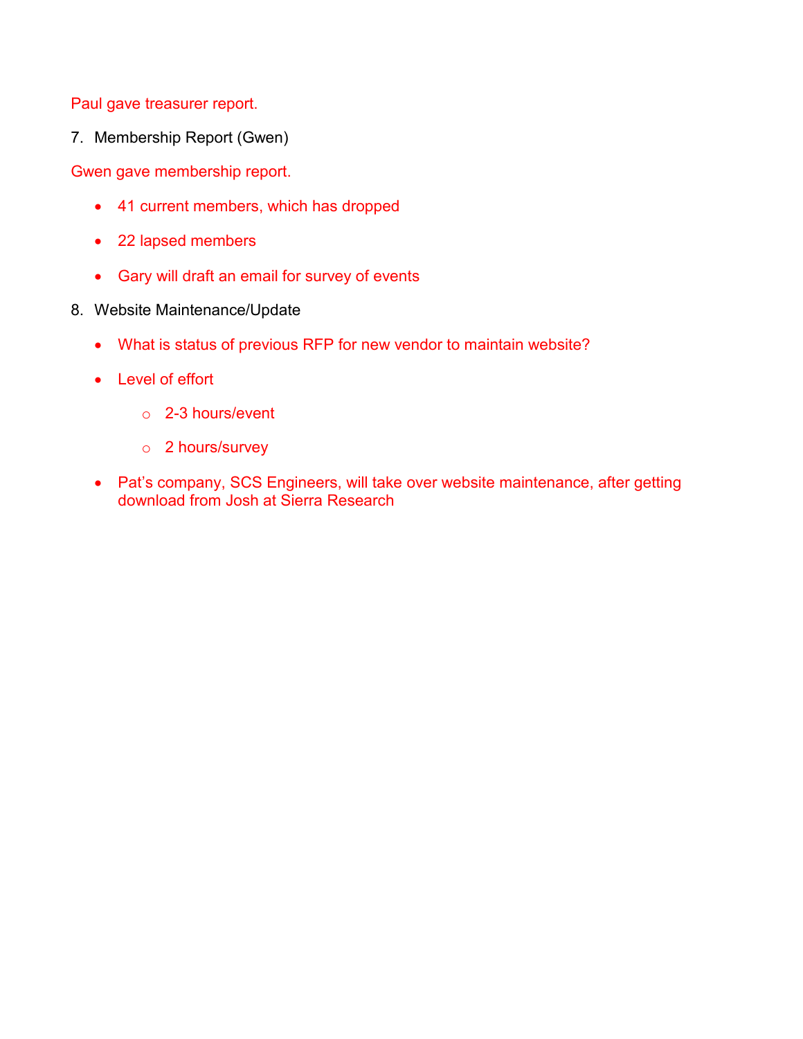Paul gave treasurer report.

7. Membership Report (Gwen)

Gwen gave membership report.

- 41 current members, which has dropped
- 22 lapsed members
- Gary will draft an email for survey of events

8. Website Maintenance/Update

- What is status of previous RFP for new vendor to maintain website?
- Level of effort
  - 2-3 hours/event
  - 2 hours/survey
- Pat's company, SCS Engineers, will take over website maintenance, after getting download from Josh at Sierra Research